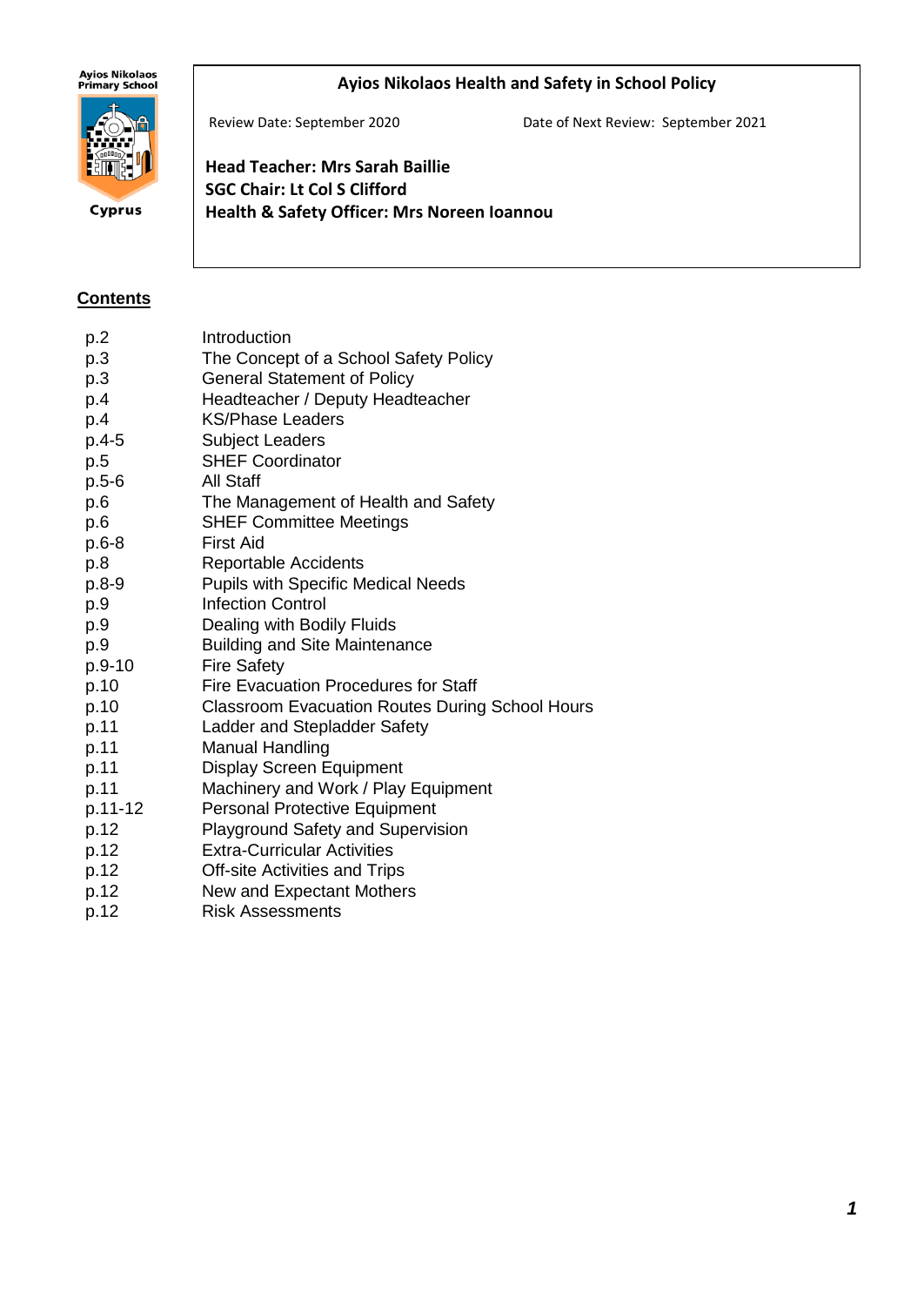Ayios Nikolaos Primary School

Cyprus

# Ayios Nikolaos Health and Safety in School Policy

Review Date: September 2020

Date of Next Review: September 2021

**Head Teacher: Mrs Sarah Baillie**
**SGC Chair: Lt Col S Clifford**
**Health & Safety Officer: Mrs Noreen Ioannou**

## Contents

| | |
|---|---|
| p.2 | Introduction |
| p.3 | The Concept of a School Safety Policy |
| p.3 | General Statement of Policy |
| p.4 | Headteacher / Deputy Headteacher |
| p.4 | KS/Phase Leaders |
| p.4-5 | Subject Leaders |
| p.5 | SHEF Coordinator |
| p.5-6 | All Staff |
| p.6 | The Management of Health and Safety |
| p.6 | SHEF Committee Meetings |
| p.6-8 | First Aid |
| p.8 | Reportable Accidents |
| p.8-9 | Pupils with Specific Medical Needs |
| p.9 | Infection Control |
| p.9 | Dealing with Bodily Fluids |
| p.9 | Building and Site Maintenance |
| p.9-10 | Fire Safety |
| p.10 | Fire Evacuation Procedures for Staff |
| p.10 | Classroom Evacuation Routes During School Hours |
| p.11 | Ladder and Stepladder Safety |
| p.11 | Manual Handling |
| p.11 | Display Screen Equipment |
| p.11 | Machinery and Work / Play Equipment |
| p.11-12 | Personal Protective Equipment |
| p.12 | Playground Safety and Supervision |
| p.12 | Extra-Curricular Activities |
| p.12 | Off-site Activities and Trips |
| p.12 | New and Expectant Mothers |
| p.12 | Risk Assessments |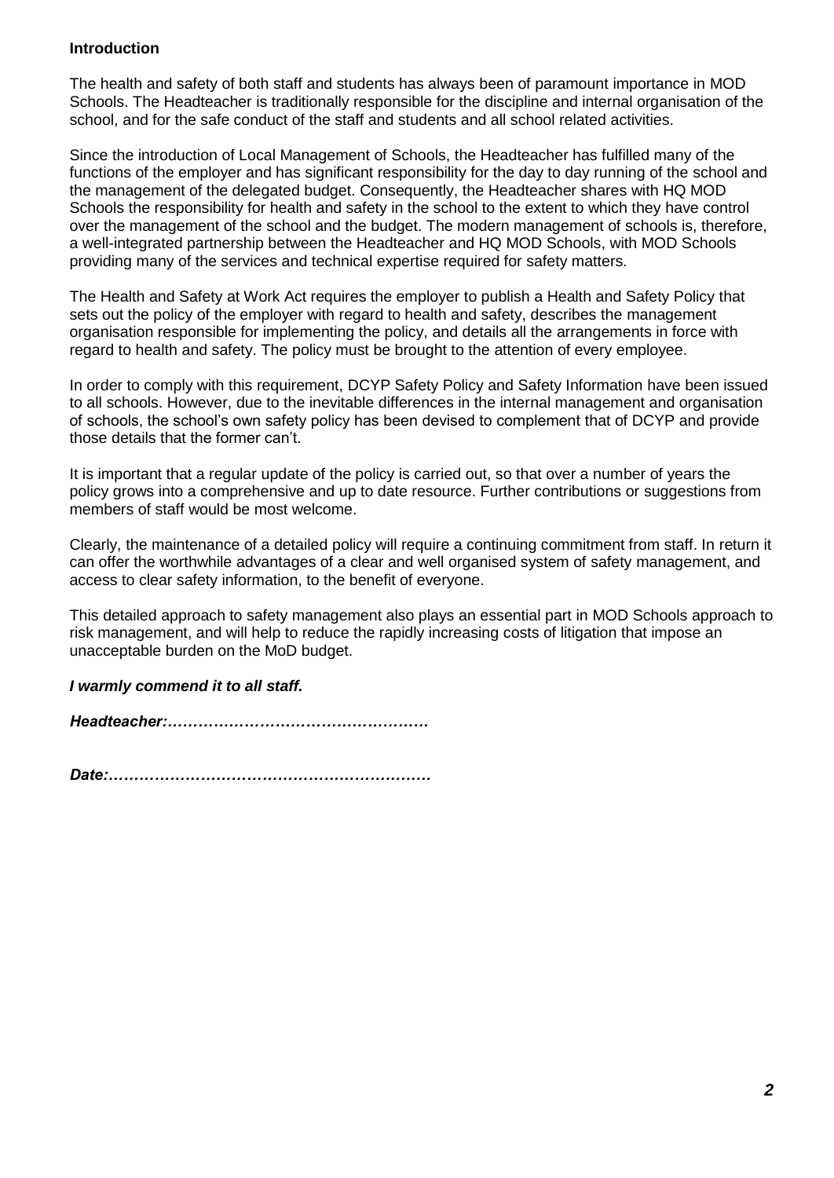**Introduction**

The health and safety of both staff and students has always been of paramount importance in MOD Schools. The Headteacher is traditionally responsible for the discipline and internal organisation of the school, and for the safe conduct of the staff and students and all school related activities.

Since the introduction of Local Management of Schools, the Headteacher has fulfilled many of the functions of the employer and has significant responsibility for the day to day running of the school and the management of the delegated budget. Consequently, the Headteacher shares with HQ MOD Schools the responsibility for health and safety in the school to the extent to which they have control over the management of the school and the budget. The modern management of schools is, therefore, a well-integrated partnership between the Headteacher and HQ MOD Schools, with MOD Schools providing many of the services and technical expertise required for safety matters.

The Health and Safety at Work Act requires the employer to publish a Health and Safety Policy that sets out the policy of the employer with regard to health and safety, describes the management organisation responsible for implementing the policy, and details all the arrangements in force with regard to health and safety. The policy must be brought to the attention of every employee.

In order to comply with this requirement, DCYP Safety Policy and Safety Information have been issued to all schools. However, due to the inevitable differences in the internal management and organisation of schools, the school's own safety policy has been devised to complement that of DCYP and provide those details that the former can't.

It is important that a regular update of the policy is carried out, so that over a number of years the policy grows into a comprehensive and up to date resource. Further contributions or suggestions from members of staff would be most welcome.

Clearly, the maintenance of a detailed policy will require a continuing commitment from staff. In return it can offer the worthwhile advantages of a clear and well organised system of safety management, and access to clear safety information, to the benefit of everyone.

This detailed approach to safety management also plays an essential part in MOD Schools approach to risk management, and will help to reduce the rapidly increasing costs of litigation that impose an unacceptable burden on the MoD budget.

***I warmly commend it to all staff.***

***Headteacher:……………………………………………***

***Date:………………………………………………………***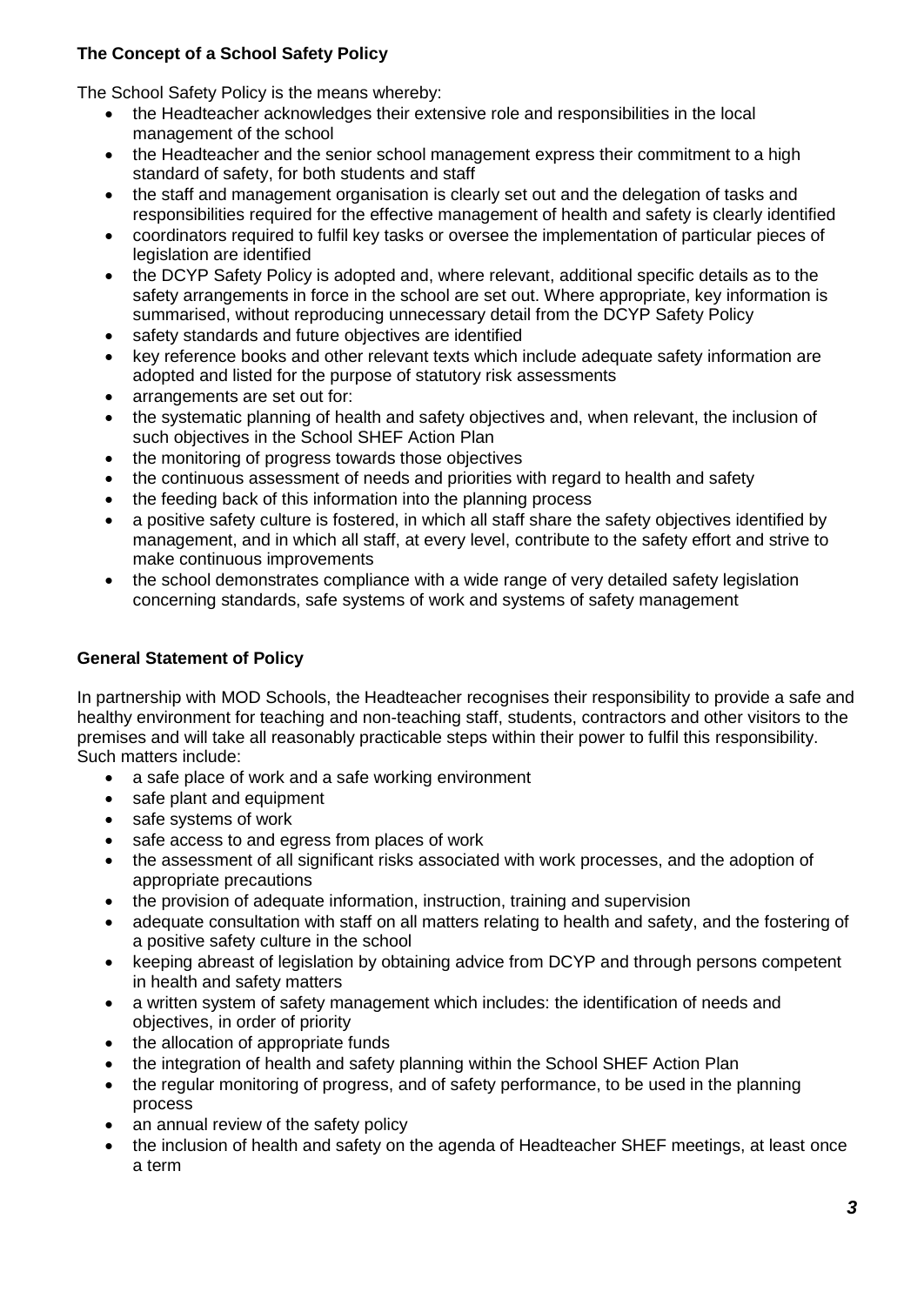**The Concept of a School Safety Policy**

The School Safety Policy is the means whereby:

- the Headteacher acknowledges their extensive role and responsibilities in the local management of the school
- the Headteacher and the senior school management express their commitment to a high standard of safety, for both students and staff
- the staff and management organisation is clearly set out and the delegation of tasks and responsibilities required for the effective management of health and safety is clearly identified
- coordinators required to fulfil key tasks or oversee the implementation of particular pieces of legislation are identified
- the DCYP Safety Policy is adopted and, where relevant, additional specific details as to the safety arrangements in force in the school are set out. Where appropriate, key information is summarised, without reproducing unnecessary detail from the DCYP Safety Policy
- safety standards and future objectives are identified
- key reference books and other relevant texts which include adequate safety information are adopted and listed for the purpose of statutory risk assessments
- arrangements are set out for:
- the systematic planning of health and safety objectives and, when relevant, the inclusion of such objectives in the School SHEF Action Plan
- the monitoring of progress towards those objectives
- the continuous assessment of needs and priorities with regard to health and safety
- the feeding back of this information into the planning process
- a positive safety culture is fostered, in which all staff share the safety objectives identified by management, and in which all staff, at every level, contribute to the safety effort and strive to make continuous improvements
- the school demonstrates compliance with a wide range of very detailed safety legislation concerning standards, safe systems of work and systems of safety management

**General Statement of Policy**

In partnership with MOD Schools, the Headteacher recognises their responsibility to provide a safe and healthy environment for teaching and non-teaching staff, students, contractors and other visitors to the premises and will take all reasonably practicable steps within their power to fulfil this responsibility. Such matters include:

- a safe place of work and a safe working environment
- safe plant and equipment
- safe systems of work
- safe access to and egress from places of work
- the assessment of all significant risks associated with work processes, and the adoption of appropriate precautions
- the provision of adequate information, instruction, training and supervision
- adequate consultation with staff on all matters relating to health and safety, and the fostering of a positive safety culture in the school
- keeping abreast of legislation by obtaining advice from DCYP and through persons competent in health and safety matters
- a written system of safety management which includes: the identification of needs and objectives, in order of priority
- the allocation of appropriate funds
- the integration of health and safety planning within the School SHEF Action Plan
- the regular monitoring of progress, and of safety performance, to be used in the planning process
- an annual review of the safety policy
- the inclusion of health and safety on the agenda of Headteacher SHEF meetings, at least once a term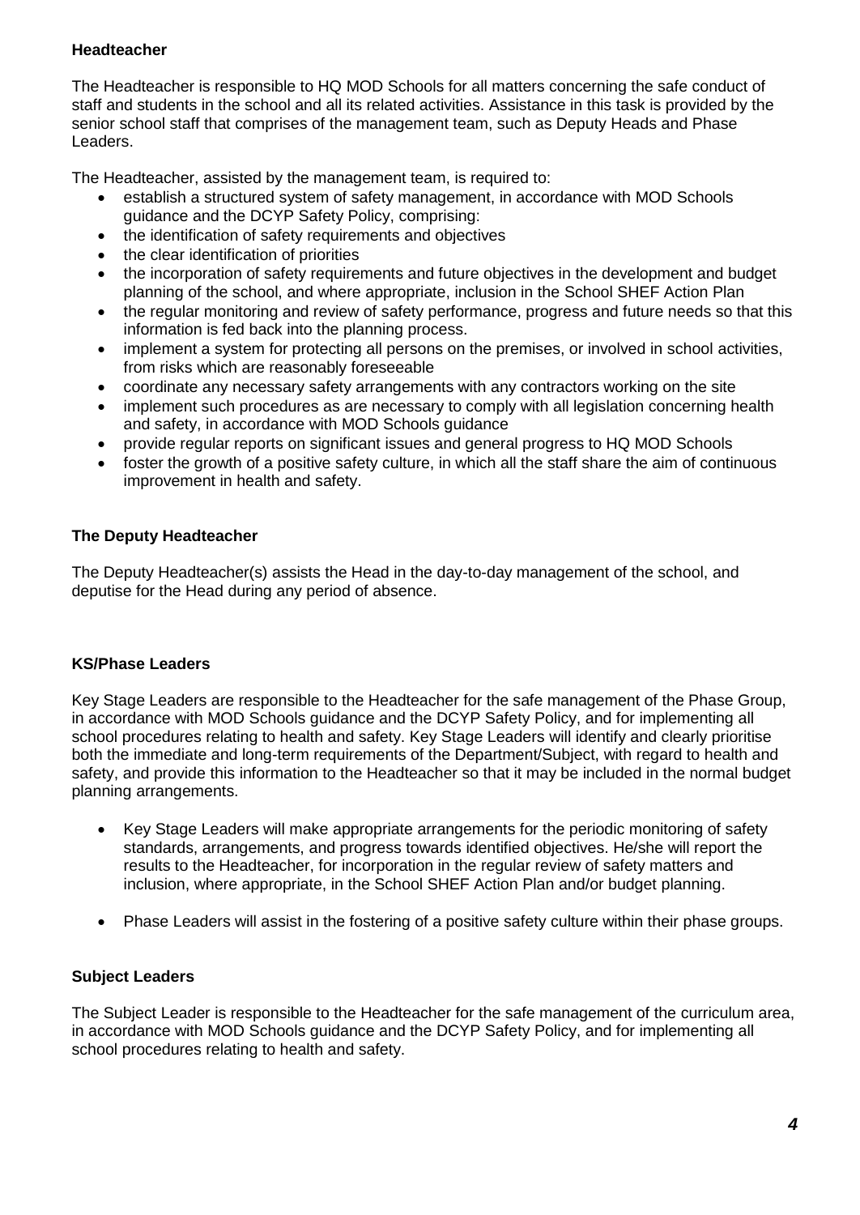**Headteacher**

The Headteacher is responsible to HQ MOD Schools for all matters concerning the safe conduct of staff and students in the school and all its related activities. Assistance in this task is provided by the senior school staff that comprises of the management team, such as Deputy Heads and Phase Leaders.

The Headteacher, assisted by the management team, is required to:

- establish a structured system of safety management, in accordance with MOD Schools guidance and the DCYP Safety Policy, comprising:
- the identification of safety requirements and objectives
- the clear identification of priorities
- the incorporation of safety requirements and future objectives in the development and budget planning of the school, and where appropriate, inclusion in the School SHEF Action Plan
- the regular monitoring and review of safety performance, progress and future needs so that this information is fed back into the planning process.
- implement a system for protecting all persons on the premises, or involved in school activities, from risks which are reasonably foreseeable
- coordinate any necessary safety arrangements with any contractors working on the site
- implement such procedures as are necessary to comply with all legislation concerning health and safety, in accordance with MOD Schools guidance
- provide regular reports on significant issues and general progress to HQ MOD Schools
- foster the growth of a positive safety culture, in which all the staff share the aim of continuous improvement in health and safety.

**The Deputy Headteacher**

The Deputy Headteacher(s) assists the Head in the day-to-day management of the school, and deputise for the Head during any period of absence.

**KS/Phase Leaders**

Key Stage Leaders are responsible to the Headteacher for the safe management of the Phase Group, in accordance with MOD Schools guidance and the DCYP Safety Policy, and for implementing all school procedures relating to health and safety. Key Stage Leaders will identify and clearly prioritise both the immediate and long-term requirements of the Department/Subject, with regard to health and safety, and provide this information to the Headteacher so that it may be included in the normal budget planning arrangements.

- Key Stage Leaders will make appropriate arrangements for the periodic monitoring of safety standards, arrangements, and progress towards identified objectives. He/she will report the results to the Headteacher, for incorporation in the regular review of safety matters and inclusion, where appropriate, in the School SHEF Action Plan and/or budget planning.

- Phase Leaders will assist in the fostering of a positive safety culture within their phase groups.

**Subject Leaders**

The Subject Leader is responsible to the Headteacher for the safe management of the curriculum area, in accordance with MOD Schools guidance and the DCYP Safety Policy, and for implementing all school procedures relating to health and safety.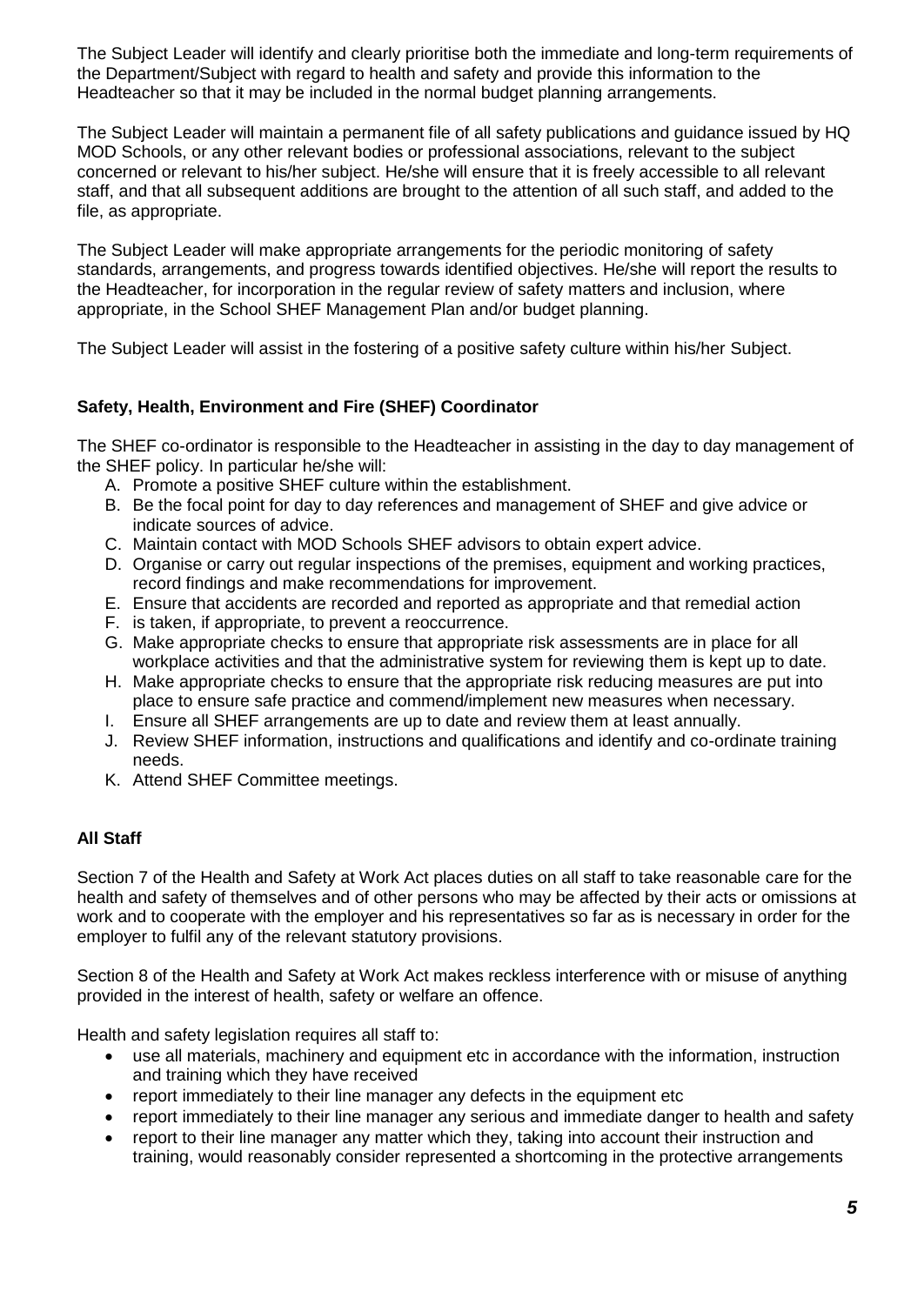The Subject Leader will identify and clearly prioritise both the immediate and long-term requirements of the Department/Subject with regard to health and safety and provide this information to the Headteacher so that it may be included in the normal budget planning arrangements.

The Subject Leader will maintain a permanent file of all safety publications and guidance issued by HQ MOD Schools, or any other relevant bodies or professional associations, relevant to the subject concerned or relevant to his/her subject. He/she will ensure that it is freely accessible to all relevant staff, and that all subsequent additions are brought to the attention of all such staff, and added to the file, as appropriate.

The Subject Leader will make appropriate arrangements for the periodic monitoring of safety standards, arrangements, and progress towards identified objectives. He/she will report the results to the Headteacher, for incorporation in the regular review of safety matters and inclusion, where appropriate, in the School SHEF Management Plan and/or budget planning.

The Subject Leader will assist in the fostering of a positive safety culture within his/her Subject.

### Safety, Health, Environment and Fire (SHEF) Coordinator

The SHEF co-ordinator is responsible to the Headteacher in assisting in the day to day management of the SHEF policy. In particular he/she will:

A. Promote a positive SHEF culture within the establishment.
B. Be the focal point for day to day references and management of SHEF and give advice or indicate sources of advice.
C. Maintain contact with MOD Schools SHEF advisors to obtain expert advice.
D. Organise or carry out regular inspections of the premises, equipment and working practices, record findings and make recommendations for improvement.
E. Ensure that accidents are recorded and reported as appropriate and that remedial action
F. is taken, if appropriate, to prevent a reoccurrence.
G. Make appropriate checks to ensure that appropriate risk assessments are in place for all workplace activities and that the administrative system for reviewing them is kept up to date.
H. Make appropriate checks to ensure that the appropriate risk reducing measures are put into place to ensure safe practice and commend/implement new measures when necessary.
I. Ensure all SHEF arrangements are up to date and review them at least annually.
J. Review SHEF information, instructions and qualifications and identify and co-ordinate training needs.
K. Attend SHEF Committee meetings.

### All Staff

Section 7 of the Health and Safety at Work Act places duties on all staff to take reasonable care for the health and safety of themselves and of other persons who may be affected by their acts or omissions at work and to cooperate with the employer and his representatives so far as is necessary in order for the employer to fulfil any of the relevant statutory provisions.

Section 8 of the Health and Safety at Work Act makes reckless interference with or misuse of anything provided in the interest of health, safety or welfare an offence.

Health and safety legislation requires all staff to:

- use all materials, machinery and equipment etc in accordance with the information, instruction and training which they have received
- report immediately to their line manager any defects in the equipment etc
- report immediately to their line manager any serious and immediate danger to health and safety
- report to their line manager any matter which they, taking into account their instruction and training, would reasonably consider represented a shortcoming in the protective arrangements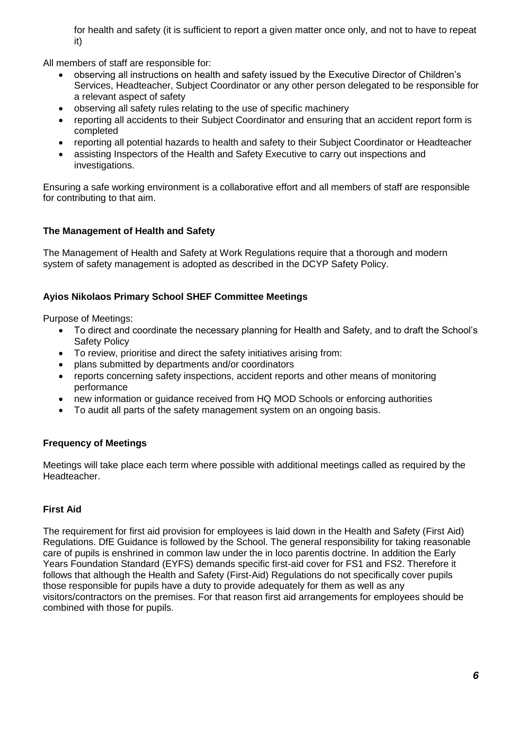for health and safety (it is sufficient to report a given matter once only, and not to have to repeat it)

All members of staff are responsible for:

- observing all instructions on health and safety issued by the Executive Director of Children's Services, Headteacher, Subject Coordinator or any other person delegated to be responsible for a relevant aspect of safety
- observing all safety rules relating to the use of specific machinery
- reporting all accidents to their Subject Coordinator and ensuring that an accident report form is completed
- reporting all potential hazards to health and safety to their Subject Coordinator or Headteacher
- assisting Inspectors of the Health and Safety Executive to carry out inspections and investigations.

Ensuring a safe working environment is a collaborative effort and all members of staff are responsible for contributing to that aim.

**The Management of Health and Safety**

The Management of Health and Safety at Work Regulations require that a thorough and modern system of safety management is adopted as described in the DCYP Safety Policy.

**Ayios Nikolaos Primary School SHEF Committee Meetings**

Purpose of Meetings:

- To direct and coordinate the necessary planning for Health and Safety, and to draft the School's Safety Policy
- To review, prioritise and direct the safety initiatives arising from:
- plans submitted by departments and/or coordinators
- reports concerning safety inspections, accident reports and other means of monitoring performance
- new information or guidance received from HQ MOD Schools or enforcing authorities
- To audit all parts of the safety management system on an ongoing basis.

**Frequency of Meetings**

Meetings will take place each term where possible with additional meetings called as required by the Headteacher.

**First Aid**

The requirement for first aid provision for employees is laid down in the Health and Safety (First Aid) Regulations. DfE Guidance is followed by the School. The general responsibility for taking reasonable care of pupils is enshrined in common law under the in loco parentis doctrine. In addition the Early Years Foundation Standard (EYFS) demands specific first-aid cover for FS1 and FS2. Therefore it follows that although the Health and Safety (First-Aid) Regulations do not specifically cover pupils those responsible for pupils have a duty to provide adequately for them as well as any visitors/contractors on the premises. For that reason first aid arrangements for employees should be combined with those for pupils.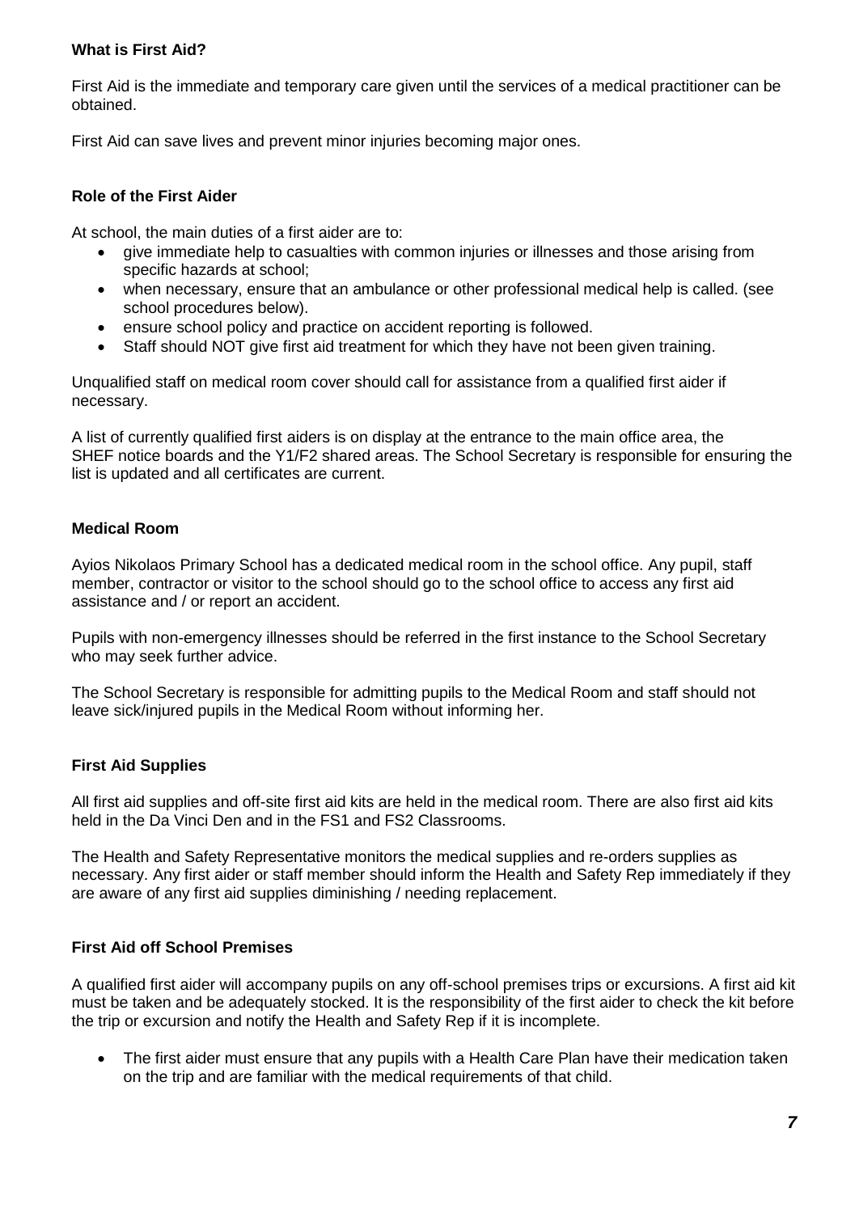**What is First Aid?**

First Aid is the immediate and temporary care given until the services of a medical practitioner can be obtained.

First Aid can save lives and prevent minor injuries becoming major ones.

**Role of the First Aider**

At school, the main duties of a first aider are to:

- give immediate help to casualties with common injuries or illnesses and those arising from specific hazards at school;
- when necessary, ensure that an ambulance or other professional medical help is called. (see school procedures below).
- ensure school policy and practice on accident reporting is followed.
- Staff should NOT give first aid treatment for which they have not been given training.

Unqualified staff on medical room cover should call for assistance from a qualified first aider if necessary.

A list of currently qualified first aiders is on display at the entrance to the main office area, the SHEF notice boards and the Y1/F2 shared areas. The School Secretary is responsible for ensuring the list is updated and all certificates are current.

**Medical Room**

Ayios Nikolaos Primary School has a dedicated medical room in the school office. Any pupil, staff member, contractor or visitor to the school should go to the school office to access any first aid assistance and / or report an accident.

Pupils with non-emergency illnesses should be referred in the first instance to the School Secretary who may seek further advice.

The School Secretary is responsible for admitting pupils to the Medical Room and staff should not leave sick/injured pupils in the Medical Room without informing her.

**First Aid Supplies**

All first aid supplies and off-site first aid kits are held in the medical room. There are also first aid kits held in the Da Vinci Den and in the FS1 and FS2 Classrooms.

The Health and Safety Representative monitors the medical supplies and re-orders supplies as necessary. Any first aider or staff member should inform the Health and Safety Rep immediately if they are aware of any first aid supplies diminishing / needing replacement.

**First Aid off School Premises**

A qualified first aider will accompany pupils on any off-school premises trips or excursions. A first aid kit must be taken and be adequately stocked. It is the responsibility of the first aider to check the kit before the trip or excursion and notify the Health and Safety Rep if it is incomplete.

- The first aider must ensure that any pupils with a Health Care Plan have their medication taken on the trip and are familiar with the medical requirements of that child.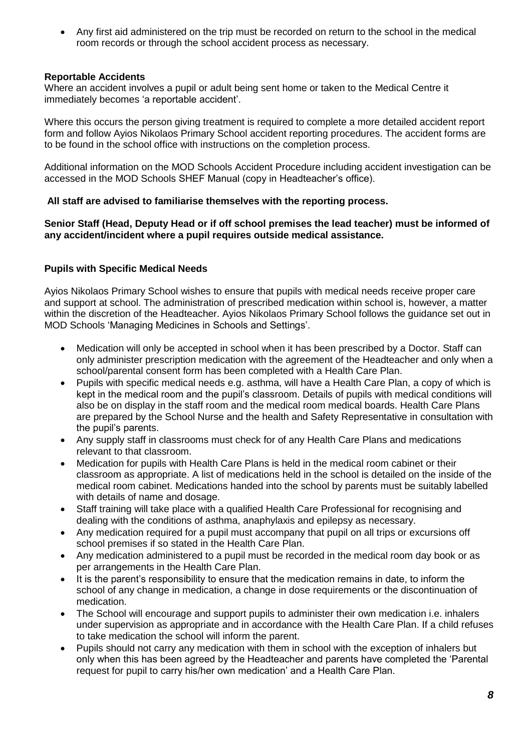- Any first aid administered on the trip must be recorded on return to the school in the medical room records or through the school accident process as necessary.

**Reportable Accidents**

Where an accident involves a pupil or adult being sent home or taken to the Medical Centre it immediately becomes 'a reportable accident'.

Where this occurs the person giving treatment is required to complete a more detailed accident report form and follow Ayios Nikolaos Primary School accident reporting procedures. The accident forms are to be found in the school office with instructions on the completion process.

Additional information on the MOD Schools Accident Procedure including accident investigation can be accessed in the MOD Schools SHEF Manual (copy in Headteacher's office).

**All staff are advised to familiarise themselves with the reporting process.**

**Senior Staff (Head, Deputy Head or if off school premises the lead teacher) must be informed of any accident/incident where a pupil requires outside medical assistance.**

**Pupils with Specific Medical Needs**

Ayios Nikolaos Primary School wishes to ensure that pupils with medical needs receive proper care and support at school. The administration of prescribed medication within school is, however, a matter within the discretion of the Headteacher. Ayios Nikolaos Primary School follows the guidance set out in MOD Schools 'Managing Medicines in Schools and Settings'.

- Medication will only be accepted in school when it has been prescribed by a Doctor. Staff can only administer prescription medication with the agreement of the Headteacher and only when a school/parental consent form has been completed with a Health Care Plan.
- Pupils with specific medical needs e.g. asthma, will have a Health Care Plan, a copy of which is kept in the medical room and the pupil's classroom. Details of pupils with medical conditions will also be on display in the staff room and the medical room medical boards. Health Care Plans are prepared by the School Nurse and the health and Safety Representative in consultation with the pupil's parents.
- Any supply staff in classrooms must check for of any Health Care Plans and medications relevant to that classroom.
- Medication for pupils with Health Care Plans is held in the medical room cabinet or their classroom as appropriate. A list of medications held in the school is detailed on the inside of the medical room cabinet. Medications handed into the school by parents must be suitably labelled with details of name and dosage.
- Staff training will take place with a qualified Health Care Professional for recognising and dealing with the conditions of asthma, anaphylaxis and epilepsy as necessary.
- Any medication required for a pupil must accompany that pupil on all trips or excursions off school premises if so stated in the Health Care Plan.
- Any medication administered to a pupil must be recorded in the medical room day book or as per arrangements in the Health Care Plan.
- It is the parent's responsibility to ensure that the medication remains in date, to inform the school of any change in medication, a change in dose requirements or the discontinuation of medication.
- The School will encourage and support pupils to administer their own medication i.e. inhalers under supervision as appropriate and in accordance with the Health Care Plan. If a child refuses to take medication the school will inform the parent.
- Pupils should not carry any medication with them in school with the exception of inhalers but only when this has been agreed by the Headteacher and parents have completed the 'Parental request for pupil to carry his/her own medication' and a Health Care Plan.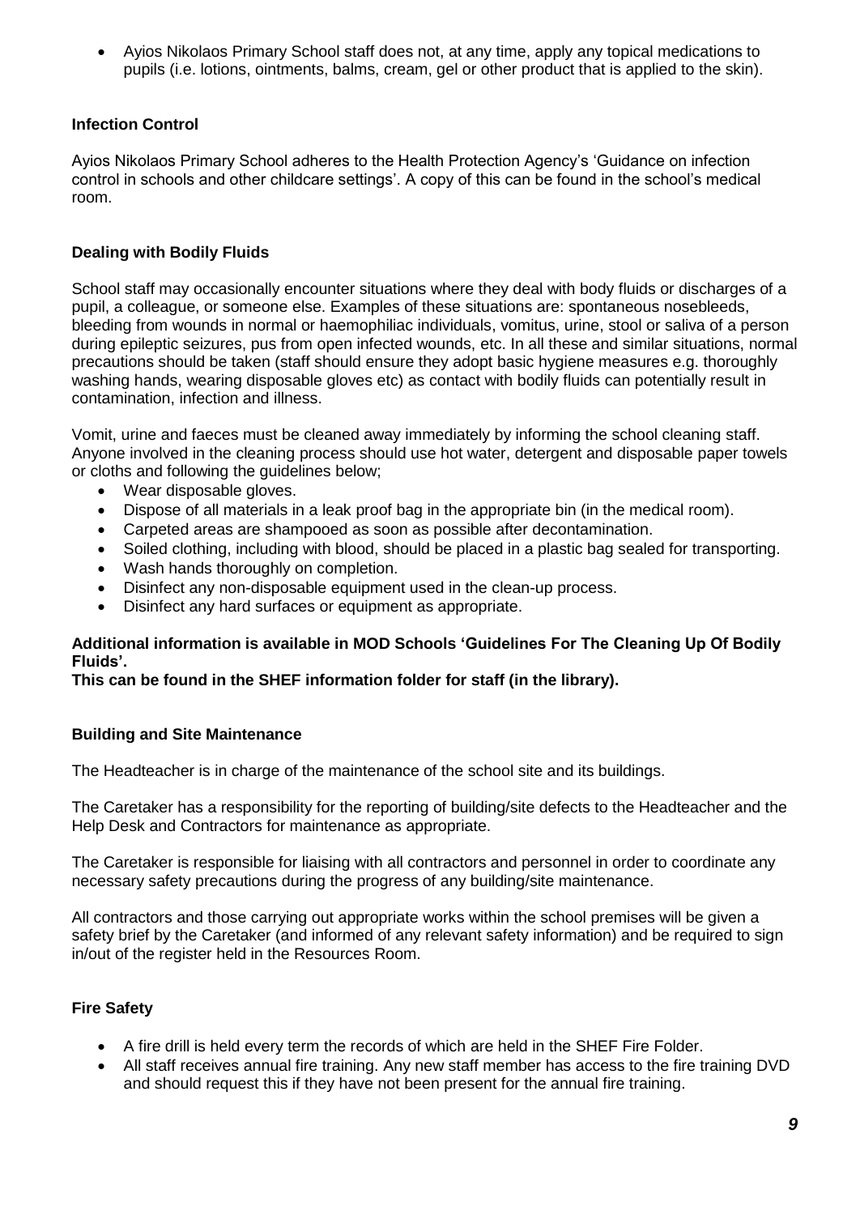- Ayios Nikolaos Primary School staff does not, at any time, apply any topical medications to pupils (i.e. lotions, ointments, balms, cream, gel or other product that is applied to the skin).

**Infection Control**

Ayios Nikolaos Primary School adheres to the Health Protection Agency's 'Guidance on infection control in schools and other childcare settings'. A copy of this can be found in the school's medical room.

**Dealing with Bodily Fluids**

School staff may occasionally encounter situations where they deal with body fluids or discharges of a pupil, a colleague, or someone else. Examples of these situations are: spontaneous nosebleeds, bleeding from wounds in normal or haemophiliac individuals, vomitus, urine, stool or saliva of a person during epileptic seizures, pus from open infected wounds, etc. In all these and similar situations, normal precautions should be taken (staff should ensure they adopt basic hygiene measures e.g. thoroughly washing hands, wearing disposable gloves etc) as contact with bodily fluids can potentially result in contamination, infection and illness.

Vomit, urine and faeces must be cleaned away immediately by informing the school cleaning staff. Anyone involved in the cleaning process should use hot water, detergent and disposable paper towels or cloths and following the guidelines below;

- Wear disposable gloves.
- Dispose of all materials in a leak proof bag in the appropriate bin (in the medical room).
- Carpeted areas are shampooed as soon as possible after decontamination.
- Soiled clothing, including with blood, should be placed in a plastic bag sealed for transporting.
- Wash hands thoroughly on completion.
- Disinfect any non-disposable equipment used in the clean-up process.
- Disinfect any hard surfaces or equipment as appropriate.

**Additional information is available in MOD Schools 'Guidelines For The Cleaning Up Of Bodily Fluids'.**
**This can be found in the SHEF information folder for staff (in the library).**

**Building and Site Maintenance**

The Headteacher is in charge of the maintenance of the school site and its buildings.

The Caretaker has a responsibility for the reporting of building/site defects to the Headteacher and the Help Desk and Contractors for maintenance as appropriate.

The Caretaker is responsible for liaising with all contractors and personnel in order to coordinate any necessary safety precautions during the progress of any building/site maintenance.

All contractors and those carrying out appropriate works within the school premises will be given a safety brief by the Caretaker (and informed of any relevant safety information) and be required to sign in/out of the register held in the Resources Room.

**Fire Safety**

- A fire drill is held every term the records of which are held in the SHEF Fire Folder.
- All staff receives annual fire training. Any new staff member has access to the fire training DVD and should request this if they have not been present for the annual fire training.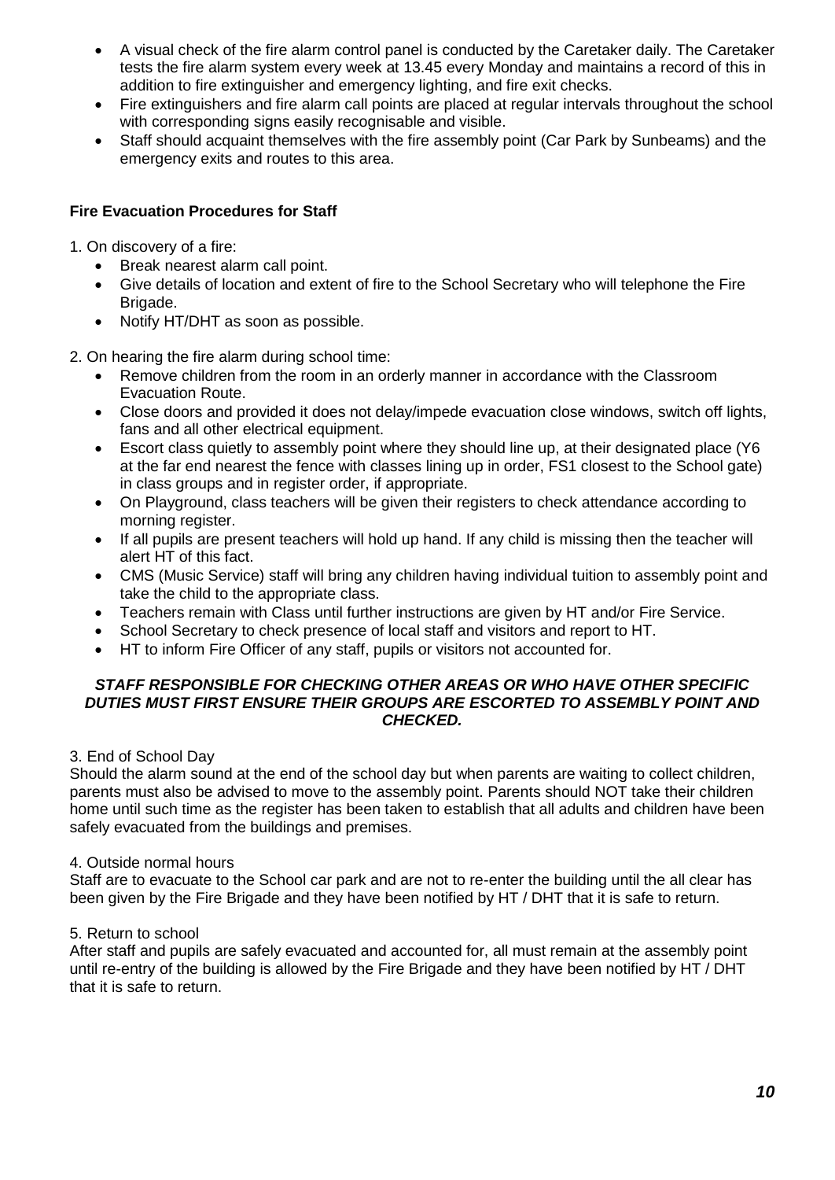- A visual check of the fire alarm control panel is conducted by the Caretaker daily. The Caretaker tests the fire alarm system every week at 13.45 every Monday and maintains a record of this in addition to fire extinguisher and emergency lighting, and fire exit checks.
- Fire extinguishers and fire alarm call points are placed at regular intervals throughout the school with corresponding signs easily recognisable and visible.
- Staff should acquaint themselves with the fire assembly point (Car Park by Sunbeams) and the emergency exits and routes to this area.

**Fire Evacuation Procedures for Staff**

1. On discovery of a fire:
   - Break nearest alarm call point.
   - Give details of location and extent of fire to the School Secretary who will telephone the Fire Brigade.
   - Notify HT/DHT as soon as possible.

2. On hearing the fire alarm during school time:
   - Remove children from the room in an orderly manner in accordance with the Classroom Evacuation Route.
   - Close doors and provided it does not delay/impede evacuation close windows, switch off lights, fans and all other electrical equipment.
   - Escort class quietly to assembly point where they should line up, at their designated place (Y6 at the far end nearest the fence with classes lining up in order, FS1 closest to the School gate) in class groups and in register order, if appropriate.
   - On Playground, class teachers will be given their registers to check attendance according to morning register.
   - If all pupils are present teachers will hold up hand. If any child is missing then the teacher will alert HT of this fact.
   - CMS (Music Service) staff will bring any children having individual tuition to assembly point and take the child to the appropriate class.
   - Teachers remain with Class until further instructions are given by HT and/or Fire Service.
   - School Secretary to check presence of local staff and visitors and report to HT.
   - HT to inform Fire Officer of any staff, pupils or visitors not accounted for.

***STAFF RESPONSIBLE FOR CHECKING OTHER AREAS OR WHO HAVE OTHER SPECIFIC DUTIES MUST FIRST ENSURE THEIR GROUPS ARE ESCORTED TO ASSEMBLY POINT AND CHECKED.***

3. End of School Day

Should the alarm sound at the end of the school day but when parents are waiting to collect children, parents must also be advised to move to the assembly point. Parents should NOT take their children home until such time as the register has been taken to establish that all adults and children have been safely evacuated from the buildings and premises.

4. Outside normal hours

Staff are to evacuate to the School car park and are not to re-enter the building until the all clear has been given by the Fire Brigade and they have been notified by HT / DHT that it is safe to return.

5. Return to school

After staff and pupils are safely evacuated and accounted for, all must remain at the assembly point until re-entry of the building is allowed by the Fire Brigade and they have been notified by HT / DHT that it is safe to return.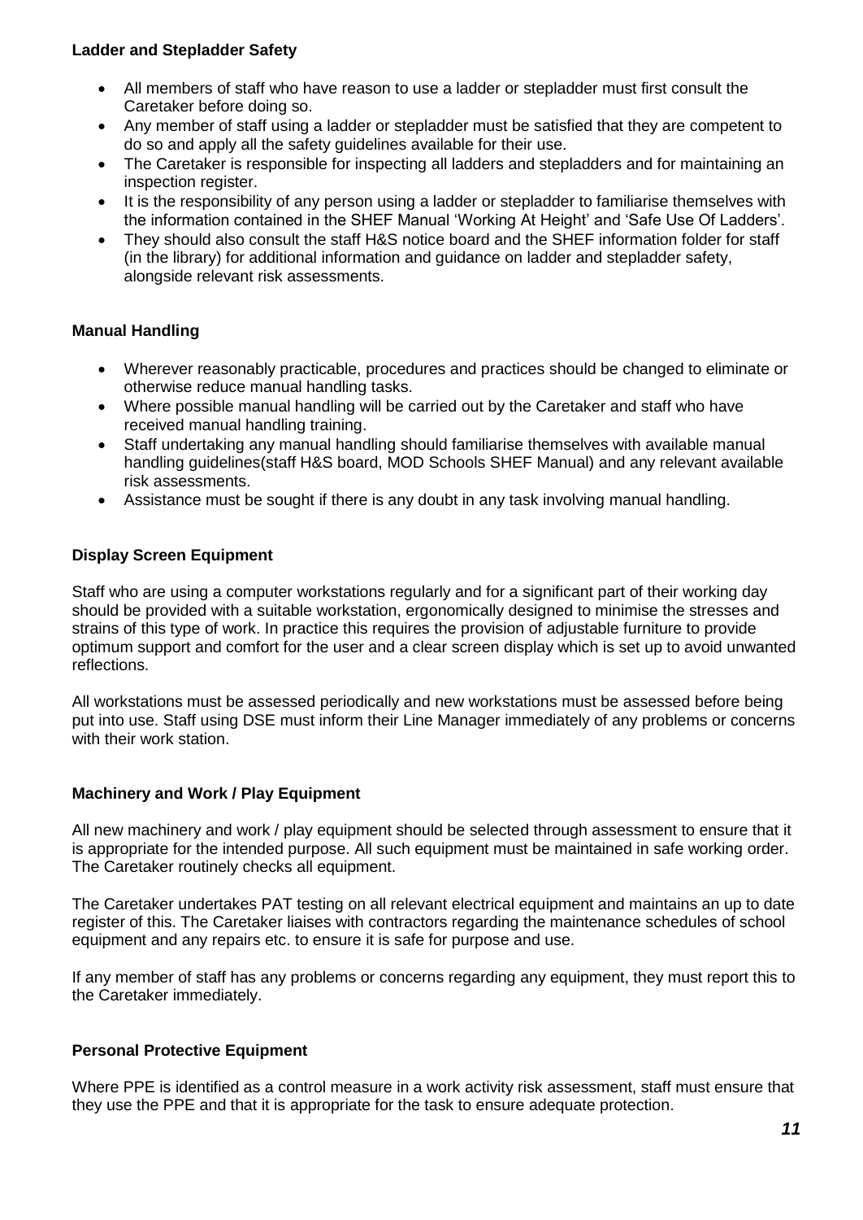**Ladder and Stepladder Safety**

- All members of staff who have reason to use a ladder or stepladder must first consult the Caretaker before doing so.
- Any member of staff using a ladder or stepladder must be satisfied that they are competent to do so and apply all the safety guidelines available for their use.
- The Caretaker is responsible for inspecting all ladders and stepladders and for maintaining an inspection register.
- It is the responsibility of any person using a ladder or stepladder to familiarise themselves with the information contained in the SHEF Manual 'Working At Height' and 'Safe Use Of Ladders'.
- They should also consult the staff H&S notice board and the SHEF information folder for staff (in the library) for additional information and guidance on ladder and stepladder safety, alongside relevant risk assessments.

**Manual Handling**

- Wherever reasonably practicable, procedures and practices should be changed to eliminate or otherwise reduce manual handling tasks.
- Where possible manual handling will be carried out by the Caretaker and staff who have received manual handling training.
- Staff undertaking any manual handling should familiarise themselves with available manual handling guidelines(staff H&S board, MOD Schools SHEF Manual) and any relevant available risk assessments.
- Assistance must be sought if there is any doubt in any task involving manual handling.

**Display Screen Equipment**

Staff who are using a computer workstations regularly and for a significant part of their working day should be provided with a suitable workstation, ergonomically designed to minimise the stresses and strains of this type of work. In practice this requires the provision of adjustable furniture to provide optimum support and comfort for the user and a clear screen display which is set up to avoid unwanted reflections.

All workstations must be assessed periodically and new workstations must be assessed before being put into use. Staff using DSE must inform their Line Manager immediately of any problems or concerns with their work station.

**Machinery and Work / Play Equipment**

All new machinery and work / play equipment should be selected through assessment to ensure that it is appropriate for the intended purpose. All such equipment must be maintained in safe working order. The Caretaker routinely checks all equipment.

The Caretaker undertakes PAT testing on all relevant electrical equipment and maintains an up to date register of this. The Caretaker liaises with contractors regarding the maintenance schedules of school equipment and any repairs etc. to ensure it is safe for purpose and use.

If any member of staff has any problems or concerns regarding any equipment, they must report this to the Caretaker immediately.

**Personal Protective Equipment**

Where PPE is identified as a control measure in a work activity risk assessment, staff must ensure that they use the PPE and that it is appropriate for the task to ensure adequate protection.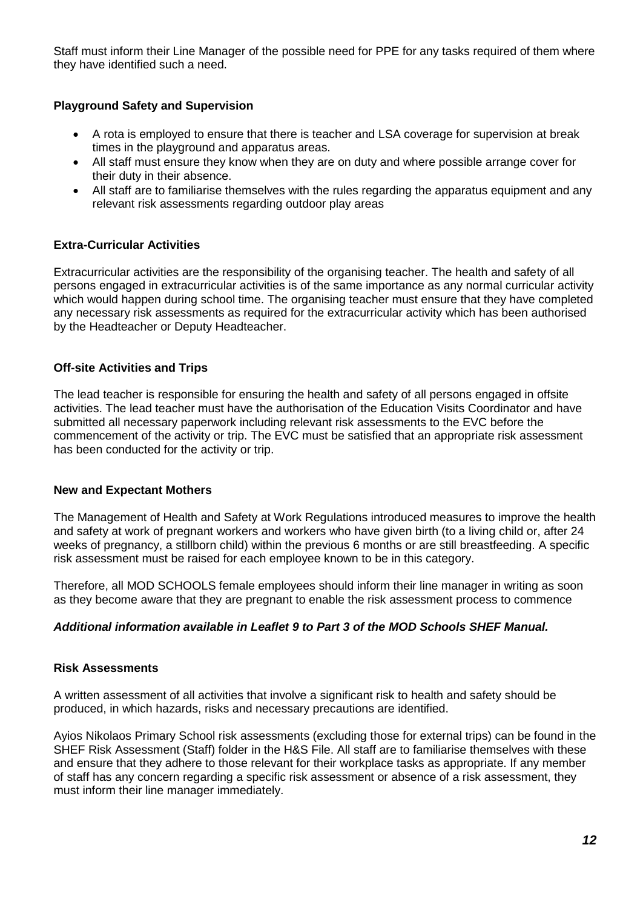Staff must inform their Line Manager of the possible need for PPE for any tasks required of them where they have identified such a need.

### Playground Safety and Supervision

- A rota is employed to ensure that there is teacher and LSA coverage for supervision at break times in the playground and apparatus areas.
- All staff must ensure they know when they are on duty and where possible arrange cover for their duty in their absence.
- All staff are to familiarise themselves with the rules regarding the apparatus equipment and any relevant risk assessments regarding outdoor play areas

### Extra-Curricular Activities

Extracurricular activities are the responsibility of the organising teacher. The health and safety of all persons engaged in extracurricular activities is of the same importance as any normal curricular activity which would happen during school time. The organising teacher must ensure that they have completed any necessary risk assessments as required for the extracurricular activity which has been authorised by the Headteacher or Deputy Headteacher.

### Off-site Activities and Trips

The lead teacher is responsible for ensuring the health and safety of all persons engaged in offsite activities. The lead teacher must have the authorisation of the Education Visits Coordinator and have submitted all necessary paperwork including relevant risk assessments to the EVC before the commencement of the activity or trip. The EVC must be satisfied that an appropriate risk assessment has been conducted for the activity or trip.

### New and Expectant Mothers

The Management of Health and Safety at Work Regulations introduced measures to improve the health and safety at work of pregnant workers and workers who have given birth (to a living child or, after 24 weeks of pregnancy, a stillborn child) within the previous 6 months or are still breastfeeding. A specific risk assessment must be raised for each employee known to be in this category.

Therefore, all MOD SCHOOLS female employees should inform their line manager in writing as soon as they become aware that they are pregnant to enable the risk assessment process to commence

***Additional information available in Leaflet 9 to Part 3 of the MOD Schools SHEF Manual.***

### Risk Assessments

A written assessment of all activities that involve a significant risk to health and safety should be produced, in which hazards, risks and necessary precautions are identified.

Ayios Nikolaos Primary School risk assessments (excluding those for external trips) can be found in the SHEF Risk Assessment (Staff) folder in the H&S File. All staff are to familiarise themselves with these and ensure that they adhere to those relevant for their workplace tasks as appropriate. If any member of staff has any concern regarding a specific risk assessment or absence of a risk assessment, they must inform their line manager immediately.